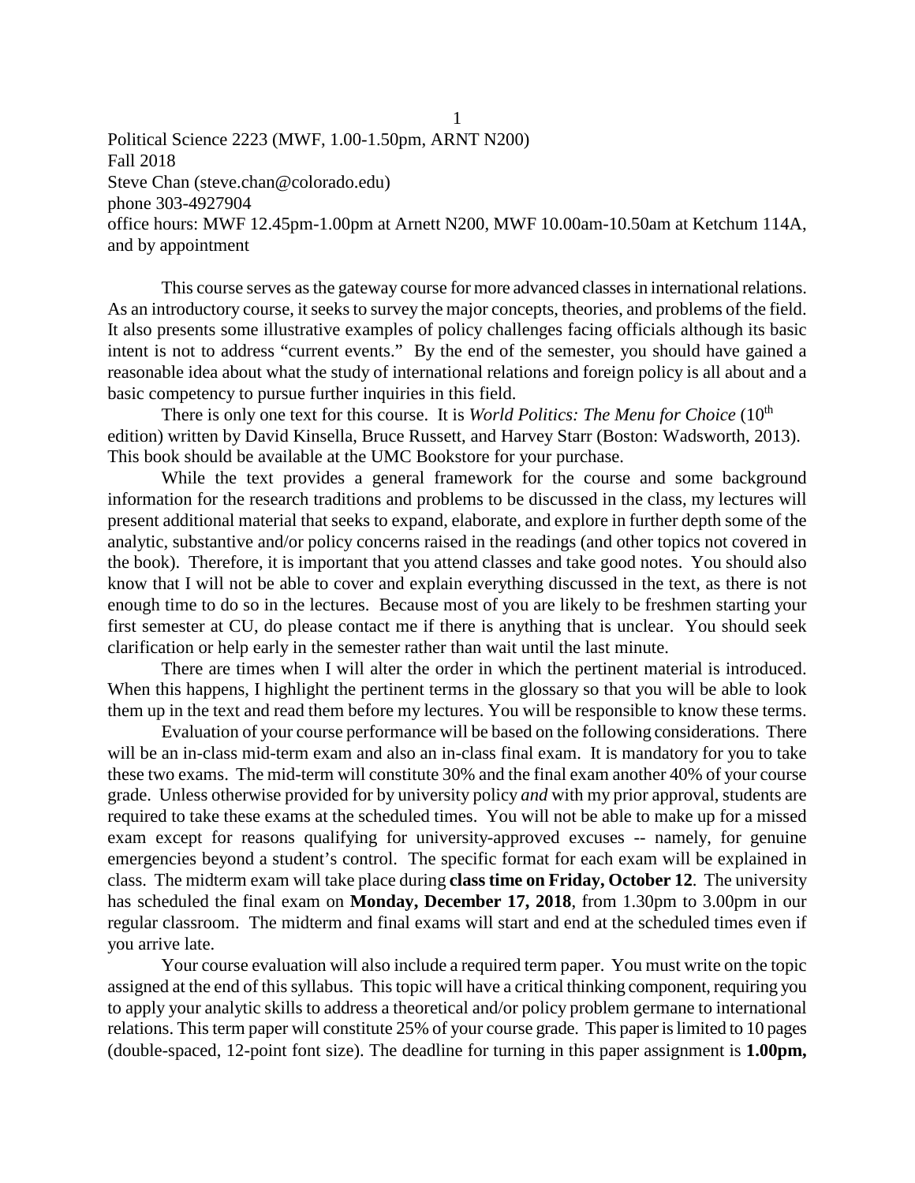Political Science 2223 (MWF, 1.00-1.50pm, ARNT N200)
Fall 2018
Steve Chan (steve.chan@colorado.edu)
phone 303-4927904
office hours: MWF 12.45pm-1.00pm at Arnett N200, MWF 10.00am-10.50am at Ketchum 114A, and by appointment

This course serves as the gateway course for more advanced classes in international relations. As an introductory course, it seeks to survey the major concepts, theories, and problems of the field. It also presents some illustrative examples of policy challenges facing officials although its basic intent is not to address "current events." By the end of the semester, you should have gained a reasonable idea about what the study of international relations and foreign policy is all about and a basic competency to pursue further inquiries in this field.

There is only one text for this course. It is *World Politics: The Menu for Choice* (10th edition) written by David Kinsella, Bruce Russett, and Harvey Starr (Boston: Wadsworth, 2013). This book should be available at the UMC Bookstore for your purchase.

While the text provides a general framework for the course and some background information for the research traditions and problems to be discussed in the class, my lectures will present additional material that seeks to expand, elaborate, and explore in further depth some of the analytic, substantive and/or policy concerns raised in the readings (and other topics not covered in the book). Therefore, it is important that you attend classes and take good notes. You should also know that I will not be able to cover and explain everything discussed in the text, as there is not enough time to do so in the lectures. Because most of you are likely to be freshmen starting your first semester at CU, do please contact me if there is anything that is unclear. You should seek clarification or help early in the semester rather than wait until the last minute.

There are times when I will alter the order in which the pertinent material is introduced. When this happens, I highlight the pertinent terms in the glossary so that you will be able to look them up in the text and read them before my lectures. You will be responsible to know these terms.

Evaluation of your course performance will be based on the following considerations. There will be an in-class mid-term exam and also an in-class final exam. It is mandatory for you to take these two exams. The mid-term will constitute 30% and the final exam another 40% of your course grade. Unless otherwise provided for by university policy *and* with my prior approval, students are required to take these exams at the scheduled times. You will not be able to make up for a missed exam except for reasons qualifying for university-approved excuses -- namely, for genuine emergencies beyond a student's control. The specific format for each exam will be explained in class. The midterm exam will take place during **class time on Friday, October 12**. The university has scheduled the final exam on **Monday, December 17, 2018**, from 1.30pm to 3.00pm in our regular classroom. The midterm and final exams will start and end at the scheduled times even if you arrive late.

Your course evaluation will also include a required term paper. You must write on the topic assigned at the end of this syllabus. This topic will have a critical thinking component, requiring you to apply your analytic skills to address a theoretical and/or policy problem germane to international relations. This term paper will constitute 25% of your course grade. This paper is limited to 10 pages (double-spaced, 12-point font size). The deadline for turning in this paper assignment is **1.00pm,**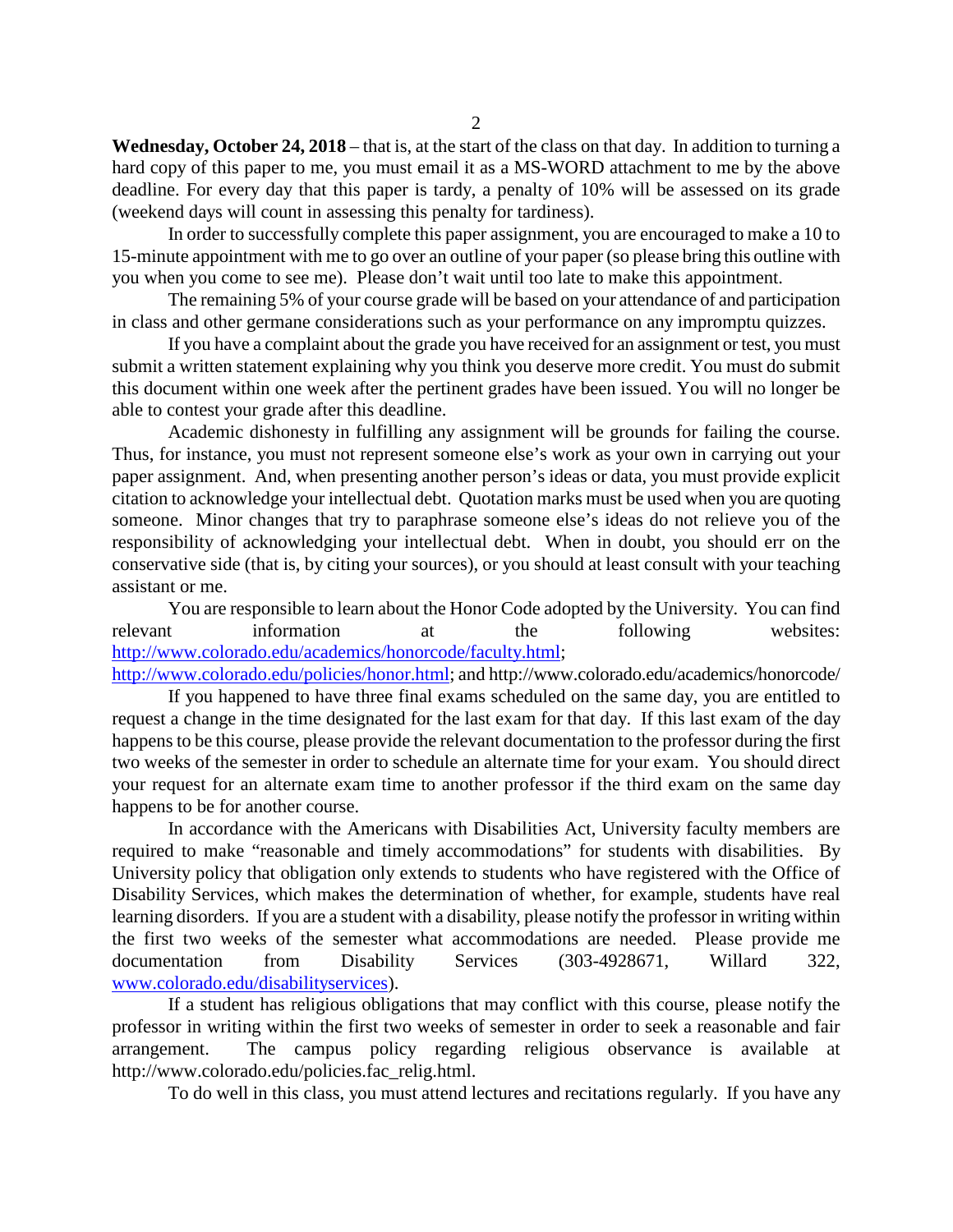**Wednesday, October 24, 2018** – that is, at the start of the class on that day. In addition to turning a hard copy of this paper to me, you must email it as a MS-WORD attachment to me by the above deadline. For every day that this paper is tardy, a penalty of 10% will be assessed on its grade (weekend days will count in assessing this penalty for tardiness).

In order to successfully complete this paper assignment, you are encouraged to make a 10 to 15-minute appointment with me to go over an outline of your paper (so please bring this outline with you when you come to see me). Please don't wait until too late to make this appointment.

The remaining 5% of your course grade will be based on your attendance of and participation in class and other germane considerations such as your performance on any impromptu quizzes.

If you have a complaint about the grade you have received for an assignment or test, you must submit a written statement explaining why you think you deserve more credit. You must do submit this document within one week after the pertinent grades have been issued. You will no longer be able to contest your grade after this deadline.

Academic dishonesty in fulfilling any assignment will be grounds for failing the course. Thus, for instance, you must not represent someone else's work as your own in carrying out your paper assignment. And, when presenting another person's ideas or data, you must provide explicit citation to acknowledge your intellectual debt. Quotation marks must be used when you are quoting someone. Minor changes that try to paraphrase someone else's ideas do not relieve you of the responsibility of acknowledging your intellectual debt. When in doubt, you should err on the conservative side (that is, by citing your sources), or you should at least consult with your teaching assistant or me.

You are responsible to learn about the Honor Code adopted by the University. You can find relevant information at the following websites: http://www.colorado.edu/academics/honorcode/faculty.html; http://www.colorado.edu/policies/honor.html; and http://www.colorado.edu/academics/honorcode/

If you happened to have three final exams scheduled on the same day, you are entitled to request a change in the time designated for the last exam for that day. If this last exam of the day happens to be this course, please provide the relevant documentation to the professor during the first two weeks of the semester in order to schedule an alternate time for your exam. You should direct your request for an alternate exam time to another professor if the third exam on the same day happens to be for another course.

In accordance with the Americans with Disabilities Act, University faculty members are required to make "reasonable and timely accommodations" for students with disabilities. By University policy that obligation only extends to students who have registered with the Office of Disability Services, which makes the determination of whether, for example, students have real learning disorders. If you are a student with a disability, please notify the professor in writing within the first two weeks of the semester what accommodations are needed. Please provide me documentation from Disability Services (303-4928671, Willard 322, www.colorado.edu/disabilityservices).

If a student has religious obligations that may conflict with this course, please notify the professor in writing within the first two weeks of semester in order to seek a reasonable and fair arrangement. The campus policy regarding religious observance is available at http://www.colorado.edu/policies.fac_relig.html.

To do well in this class, you must attend lectures and recitations regularly. If you have any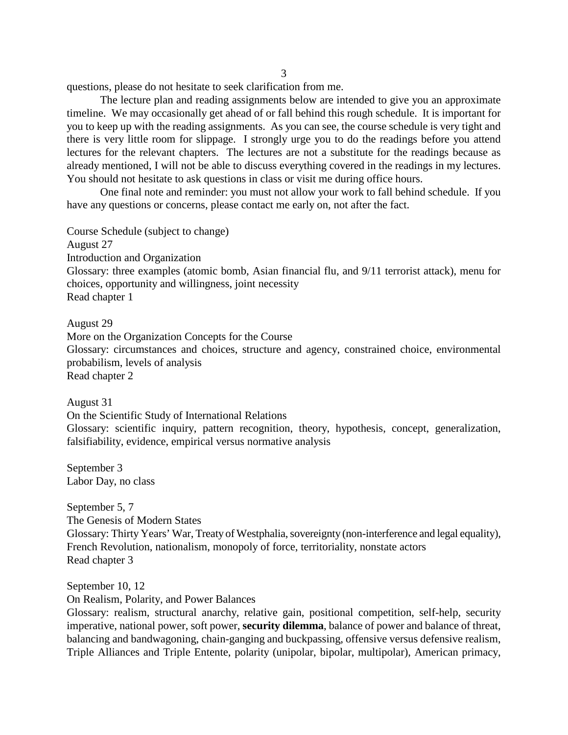questions, please do not hesitate to seek clarification from me.

The lecture plan and reading assignments below are intended to give you an approximate timeline. We may occasionally get ahead of or fall behind this rough schedule. It is important for you to keep up with the reading assignments. As you can see, the course schedule is very tight and there is very little room for slippage. I strongly urge you to do the readings before you attend lectures for the relevant chapters. The lectures are not a substitute for the readings because as already mentioned, I will not be able to discuss everything covered in the readings in my lectures. You should not hesitate to ask questions in class or visit me during office hours.

One final note and reminder: you must not allow your work to fall behind schedule. If you have any questions or concerns, please contact me early on, not after the fact.

Course Schedule (subject to change)
August 27
Introduction and Organization
Glossary: three examples (atomic bomb, Asian financial flu, and 9/11 terrorist attack), menu for choices, opportunity and willingness, joint necessity
Read chapter 1

August 29
More on the Organization Concepts for the Course
Glossary: circumstances and choices, structure and agency, constrained choice, environmental probabilism, levels of analysis
Read chapter 2

August 31
On the Scientific Study of International Relations
Glossary: scientific inquiry, pattern recognition, theory, hypothesis, concept, generalization, falsifiability, evidence, empirical versus normative analysis

September 3
Labor Day, no class

September 5, 7
The Genesis of Modern States
Glossary: Thirty Years' War, Treaty of Westphalia, sovereignty (non-interference and legal equality), French Revolution, nationalism, monopoly of force, territoriality, nonstate actors
Read chapter 3

September 10, 12
On Realism, Polarity, and Power Balances
Glossary: realism, structural anarchy, relative gain, positional competition, self-help, security imperative, national power, soft power, **security dilemma**, balance of power and balance of threat, balancing and bandwagoning, chain-ganging and buckpassing, offensive versus defensive realism, Triple Alliances and Triple Entente, polarity (unipolar, bipolar, multipolar), American primacy,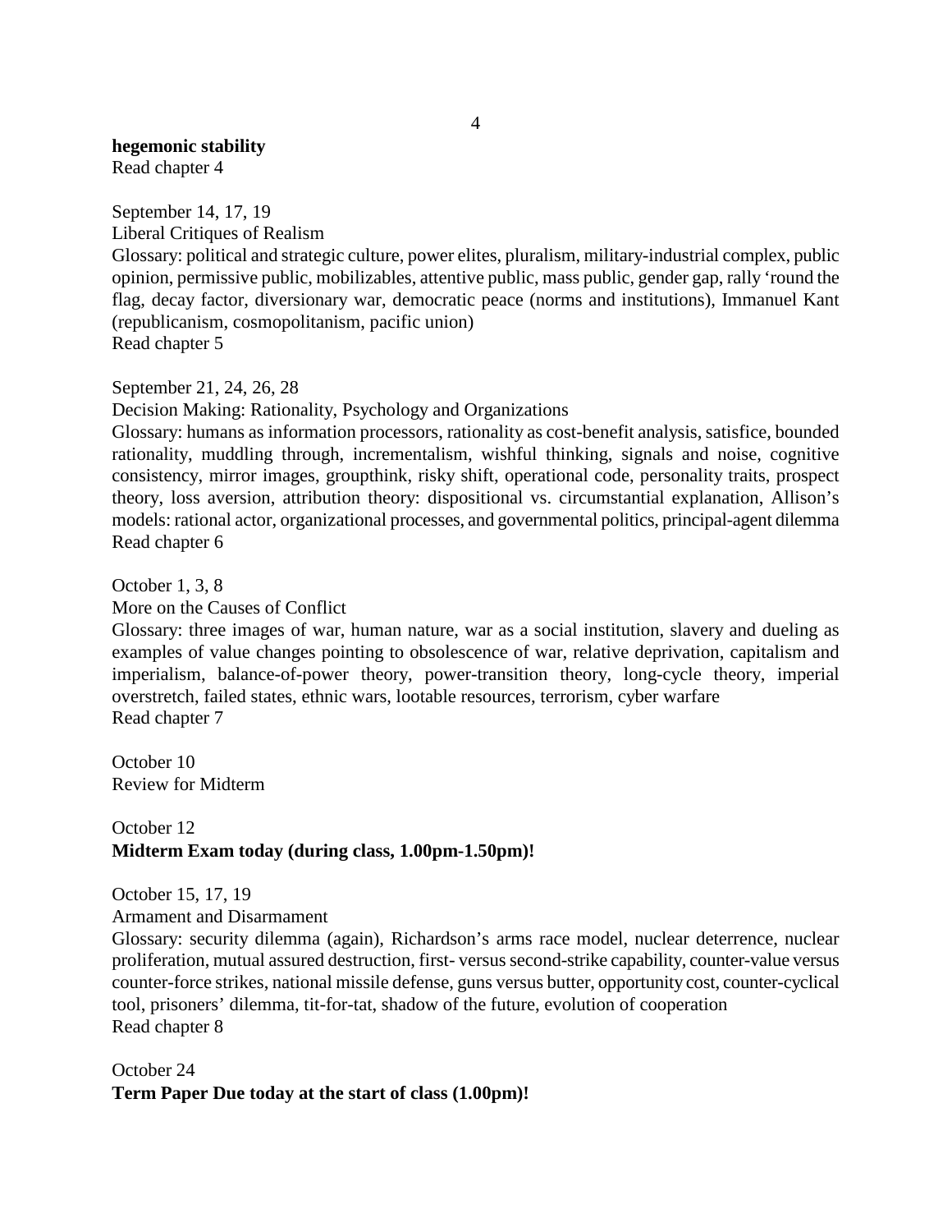**hegemonic stability**
Read chapter 4

September 14, 17, 19
Liberal Critiques of Realism
Glossary: political and strategic culture, power elites, pluralism, military-industrial complex, public opinion, permissive public, mobilizables, attentive public, mass public, gender gap, rally 'round the flag, decay factor, diversionary war, democratic peace (norms and institutions), Immanuel Kant (republicanism, cosmopolitanism, pacific union)
Read chapter 5

September 21, 24, 26, 28
Decision Making: Rationality, Psychology and Organizations
Glossary: humans as information processors, rationality as cost-benefit analysis, satisfice, bounded rationality, muddling through, incrementalism, wishful thinking, signals and noise, cognitive consistency, mirror images, groupthink, risky shift, operational code, personality traits, prospect theory, loss aversion, attribution theory: dispositional vs. circumstantial explanation, Allison's models: rational actor, organizational processes, and governmental politics, principal-agent dilemma
Read chapter 6

October 1, 3, 8
More on the Causes of Conflict
Glossary: three images of war, human nature, war as a social institution, slavery and dueling as examples of value changes pointing to obsolescence of war, relative deprivation, capitalism and imperialism, balance-of-power theory, power-transition theory, long-cycle theory, imperial overstretch, failed states, ethnic wars, lootable resources, terrorism, cyber warfare
Read chapter 7

October 10
Review for Midterm

October 12
**Midterm Exam today (during class, 1.00pm-1.50pm)!**

October 15, 17, 19
Armament and Disarmament
Glossary: security dilemma (again), Richardson's arms race model, nuclear deterrence, nuclear proliferation, mutual assured destruction, first- versus second-strike capability, counter-value versus counter-force strikes, national missile defense, guns versus butter, opportunity cost, counter-cyclical tool, prisoners' dilemma, tit-for-tat, shadow of the future, evolution of cooperation
Read chapter 8

October 24
**Term Paper Due today at the start of class (1.00pm)!**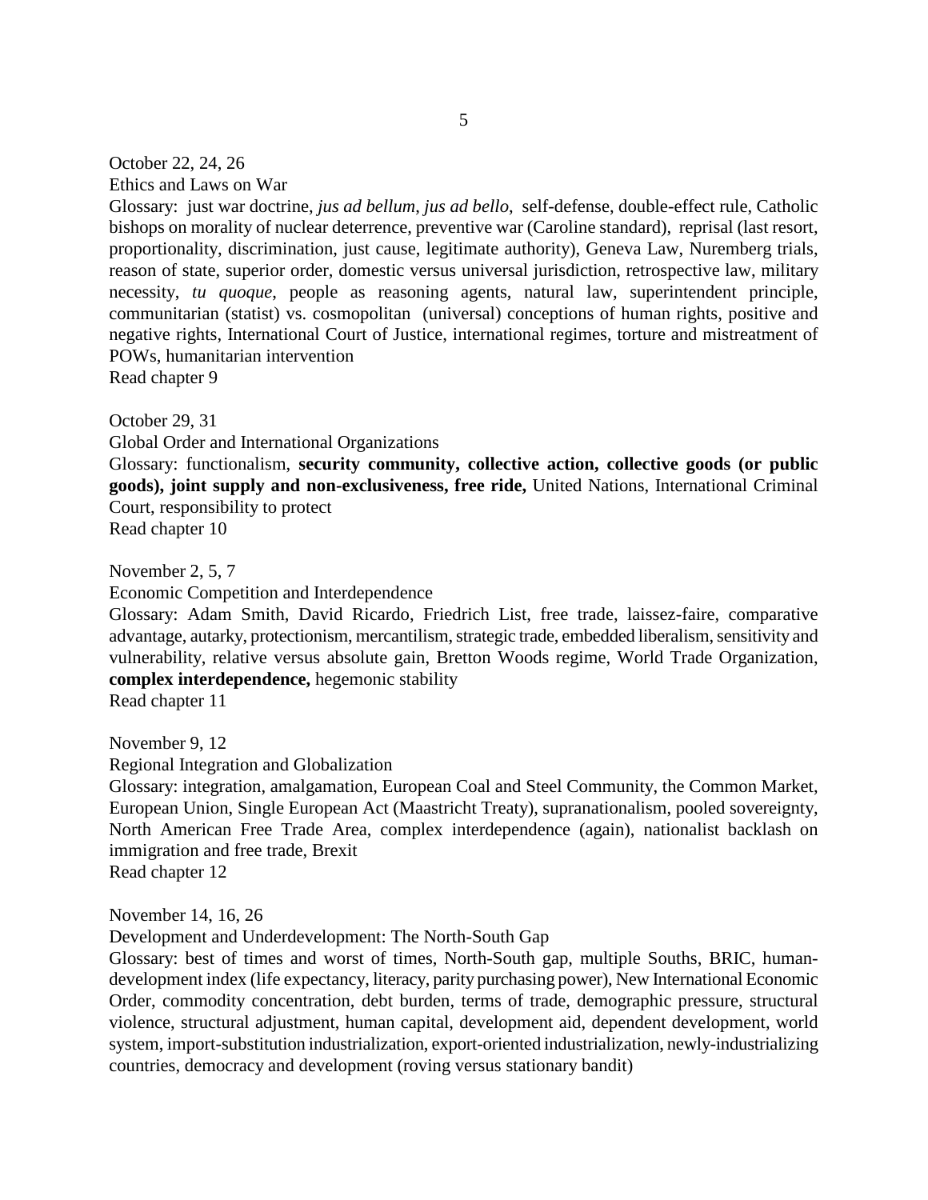October 22, 24, 26

Ethics and Laws on War

Glossary: just war doctrine, *jus ad bellum*, *jus ad bello*, self-defense, double-effect rule, Catholic bishops on morality of nuclear deterrence, preventive war (Caroline standard), reprisal (last resort, proportionality, discrimination, just cause, legitimate authority), Geneva Law, Nuremberg trials, reason of state, superior order, domestic versus universal jurisdiction, retrospective law, military necessity, *tu quoque*, people as reasoning agents, natural law, superintendent principle, communitarian (statist) vs. cosmopolitan (universal) conceptions of human rights, positive and negative rights, International Court of Justice, international regimes, torture and mistreatment of POWs, humanitarian intervention

Read chapter 9

October 29, 31

Global Order and International Organizations

Glossary: functionalism, **security community, collective action, collective goods (or public goods), joint supply and non-exclusiveness, free ride,** United Nations, International Criminal Court, responsibility to protect

Read chapter 10

November 2, 5, 7

Economic Competition and Interdependence

Glossary: Adam Smith, David Ricardo, Friedrich List, free trade, laissez-faire, comparative advantage, autarky, protectionism, mercantilism, strategic trade, embedded liberalism, sensitivity and vulnerability, relative versus absolute gain, Bretton Woods regime, World Trade Organization, **complex interdependence,** hegemonic stability

Read chapter 11

November 9, 12

Regional Integration and Globalization

Glossary: integration, amalgamation, European Coal and Steel Community, the Common Market, European Union, Single European Act (Maastricht Treaty), supranationalism, pooled sovereignty, North American Free Trade Area, complex interdependence (again), nationalist backlash on immigration and free trade, Brexit

Read chapter 12

November 14, 16, 26

Development and Underdevelopment: The North-South Gap

Glossary: best of times and worst of times, North-South gap, multiple Souths, BRIC, human-development index (life expectancy, literacy, parity purchasing power), New International Economic Order, commodity concentration, debt burden, terms of trade, demographic pressure, structural violence, structural adjustment, human capital, development aid, dependent development, world system, import-substitution industrialization, export-oriented industrialization, newly-industrializing countries, democracy and development (roving versus stationary bandit)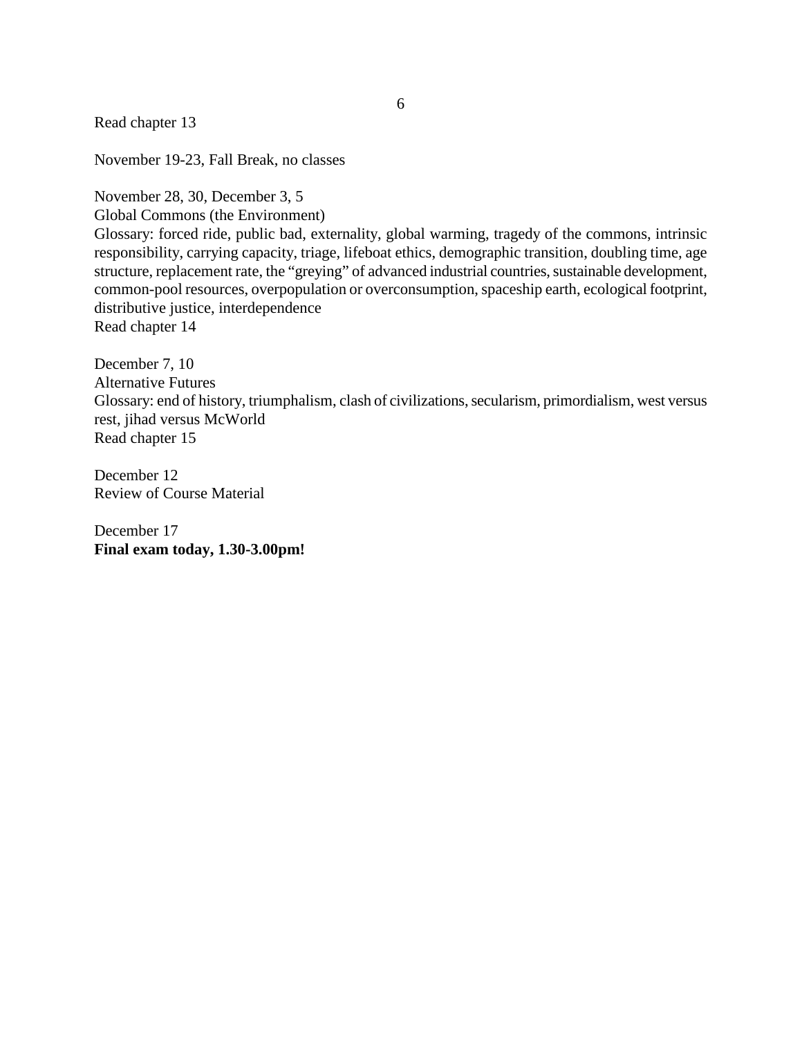Read chapter 13

November 19-23, Fall Break, no classes

November 28, 30, December 3, 5
Global Commons (the Environment)
Glossary: forced ride, public bad, externality, global warming, tragedy of the commons, intrinsic responsibility, carrying capacity, triage, lifeboat ethics, demographic transition, doubling time, age structure, replacement rate, the "greying" of advanced industrial countries, sustainable development, common-pool resources, overpopulation or overconsumption, spaceship earth, ecological footprint, distributive justice, interdependence
Read chapter 14

December 7, 10
Alternative Futures
Glossary: end of history, triumphalism, clash of civilizations, secularism, primordialism, west versus rest, jihad versus McWorld
Read chapter 15

December 12
Review of Course Material

December 17
**Final exam today, 1.30-3.00pm!**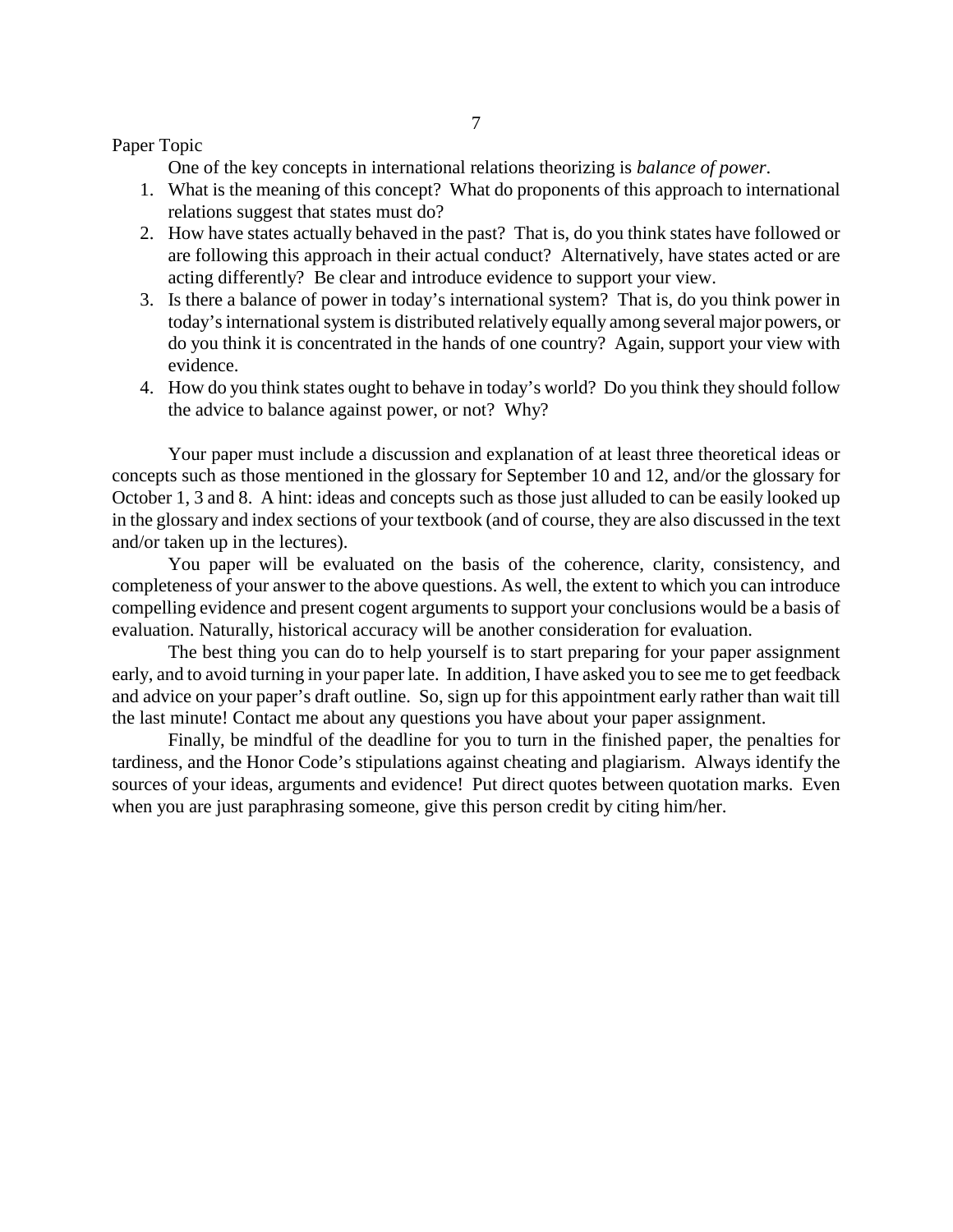Paper Topic

One of the key concepts in international relations theorizing is *balance of power*.

1. What is the meaning of this concept? What do proponents of this approach to international relations suggest that states must do?
2. How have states actually behaved in the past? That is, do you think states have followed or are following this approach in their actual conduct? Alternatively, have states acted or are acting differently? Be clear and introduce evidence to support your view.
3. Is there a balance of power in today's international system? That is, do you think power in today's international system is distributed relatively equally among several major powers, or do you think it is concentrated in the hands of one country? Again, support your view with evidence.
4. How do you think states ought to behave in today's world? Do you think they should follow the advice to balance against power, or not? Why?

Your paper must include a discussion and explanation of at least three theoretical ideas or concepts such as those mentioned in the glossary for September 10 and 12, and/or the glossary for October 1, 3 and 8. A hint: ideas and concepts such as those just alluded to can be easily looked up in the glossary and index sections of your textbook (and of course, they are also discussed in the text and/or taken up in the lectures).

You paper will be evaluated on the basis of the coherence, clarity, consistency, and completeness of your answer to the above questions. As well, the extent to which you can introduce compelling evidence and present cogent arguments to support your conclusions would be a basis of evaluation. Naturally, historical accuracy will be another consideration for evaluation.

The best thing you can do to help yourself is to start preparing for your paper assignment early, and to avoid turning in your paper late. In addition, I have asked you to see me to get feedback and advice on your paper's draft outline. So, sign up for this appointment early rather than wait till the last minute! Contact me about any questions you have about your paper assignment.

Finally, be mindful of the deadline for you to turn in the finished paper, the penalties for tardiness, and the Honor Code's stipulations against cheating and plagiarism. Always identify the sources of your ideas, arguments and evidence! Put direct quotes between quotation marks. Even when you are just paraphrasing someone, give this person credit by citing him/her.